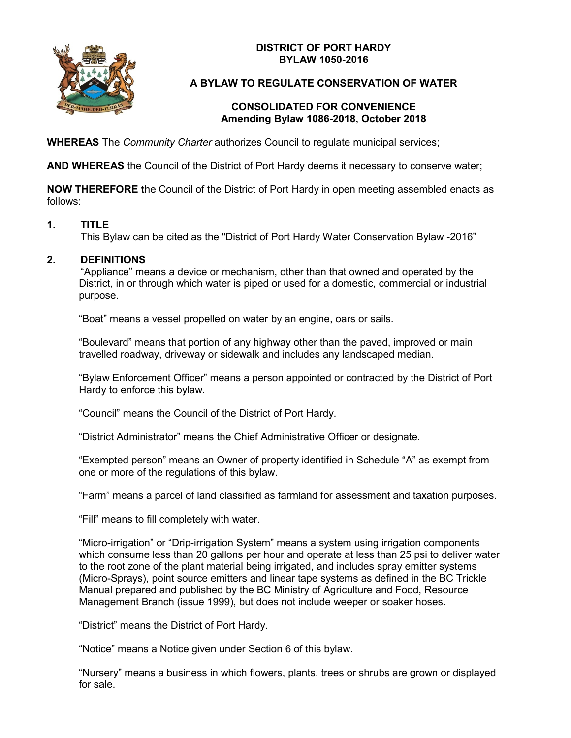# DISTRICT OF PORT HARDY
# BYLAW 1050-2016

## A BYLAW TO REGULATE CONSERVATION OF WATER

**CONSOLIDATED FOR CONVENIENCE**
**Amending Bylaw 1086-2018, October 2018**

**WHEREAS** The *Community Charter* authorizes Council to regulate municipal services;

**AND WHEREAS** the Council of the District of Port Hardy deems it necessary to conserve water;

**NOW THEREFORE t**he Council of the District of Port Hardy in open meeting assembled enacts as follows:

## 1. TITLE

This Bylaw can be cited as the "District of Port Hardy Water Conservation Bylaw -2016"

## 2. DEFINITIONS

"Appliance" means a device or mechanism, other than that owned and operated by the District, in or through which water is piped or used for a domestic, commercial or industrial purpose.

"Boat" means a vessel propelled on water by an engine, oars or sails.

"Boulevard" means that portion of any highway other than the paved, improved or main travelled roadway, driveway or sidewalk and includes any landscaped median.

"Bylaw Enforcement Officer" means a person appointed or contracted by the District of Port Hardy to enforce this bylaw.

"Council" means the Council of the District of Port Hardy.

"District Administrator" means the Chief Administrative Officer or designate.

"Exempted person" means an Owner of property identified in Schedule "A" as exempt from one or more of the regulations of this bylaw.

"Farm" means a parcel of land classified as farmland for assessment and taxation purposes.

"Fill" means to fill completely with water.

"Micro-irrigation" or "Drip-irrigation System" means a system using irrigation components which consume less than 20 gallons per hour and operate at less than 25 psi to deliver water to the root zone of the plant material being irrigated, and includes spray emitter systems (Micro-Sprays), point source emitters and linear tape systems as defined in the BC Trickle Manual prepared and published by the BC Ministry of Agriculture and Food, Resource Management Branch (issue 1999), but does not include weeper or soaker hoses.

"District" means the District of Port Hardy.

"Notice" means a Notice given under Section 6 of this bylaw.

"Nursery" means a business in which flowers, plants, trees or shrubs are grown or displayed for sale.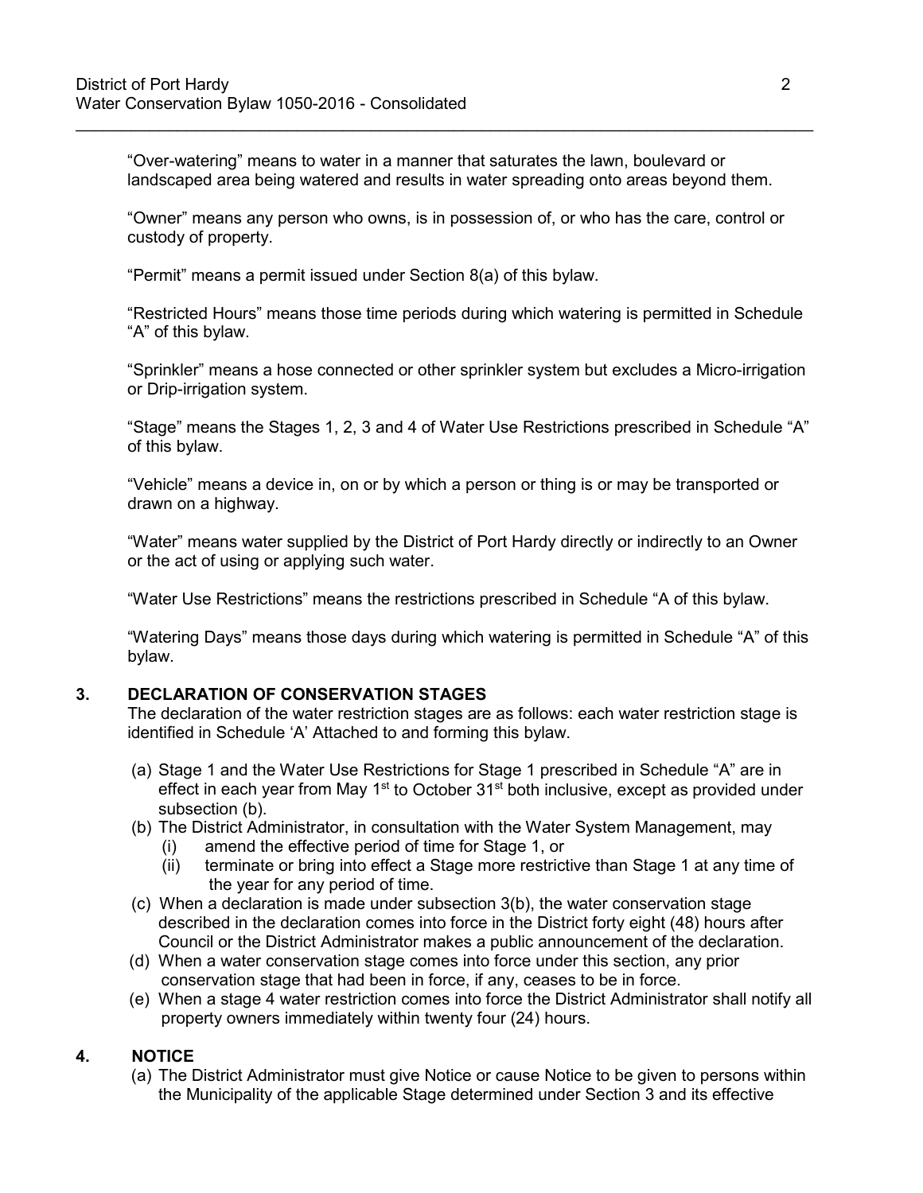"Over-watering" means to water in a manner that saturates the lawn, boulevard or landscaped area being watered and results in water spreading onto areas beyond them.

"Owner" means any person who owns, is in possession of, or who has the care, control or custody of property.

"Permit" means a permit issued under Section 8(a) of this bylaw.

"Restricted Hours" means those time periods during which watering is permitted in Schedule "A" of this bylaw.

"Sprinkler" means a hose connected or other sprinkler system but excludes a Micro-irrigation or Drip-irrigation system.

"Stage" means the Stages 1, 2, 3 and 4 of Water Use Restrictions prescribed in Schedule "A" of this bylaw.

"Vehicle" means a device in, on or by which a person or thing is or may be transported or drawn on a highway.

"Water" means water supplied by the District of Port Hardy directly or indirectly to an Owner or the act of using or applying such water.

"Water Use Restrictions" means the restrictions prescribed in Schedule "A of this bylaw.

"Watering Days" means those days during which watering is permitted in Schedule "A" of this bylaw.

## 3. DECLARATION OF CONSERVATION STAGES

The declaration of the water restriction stages are as follows: each water restriction stage is identified in Schedule 'A' Attached to and forming this bylaw.

(a) Stage 1 and the Water Use Restrictions for Stage 1 prescribed in Schedule "A" are in effect in each year from May 1st to October 31st both inclusive, except as provided under subsection (b).

(b) The District Administrator, in consultation with the Water System Management, may
   (i) amend the effective period of time for Stage 1, or
   (ii) terminate or bring into effect a Stage more restrictive than Stage 1 at any time of the year for any period of time.

(c) When a declaration is made under subsection 3(b), the water conservation stage described in the declaration comes into force in the District forty eight (48) hours after Council or the District Administrator makes a public announcement of the declaration.

(d) When a water conservation stage comes into force under this section, any prior conservation stage that had been in force, if any, ceases to be in force.

(e) When a stage 4 water restriction comes into force the District Administrator shall notify all property owners immediately within twenty four (24) hours.

## 4. NOTICE

(a) The District Administrator must give Notice or cause Notice to be given to persons within the Municipality of the applicable Stage determined under Section 3 and its effective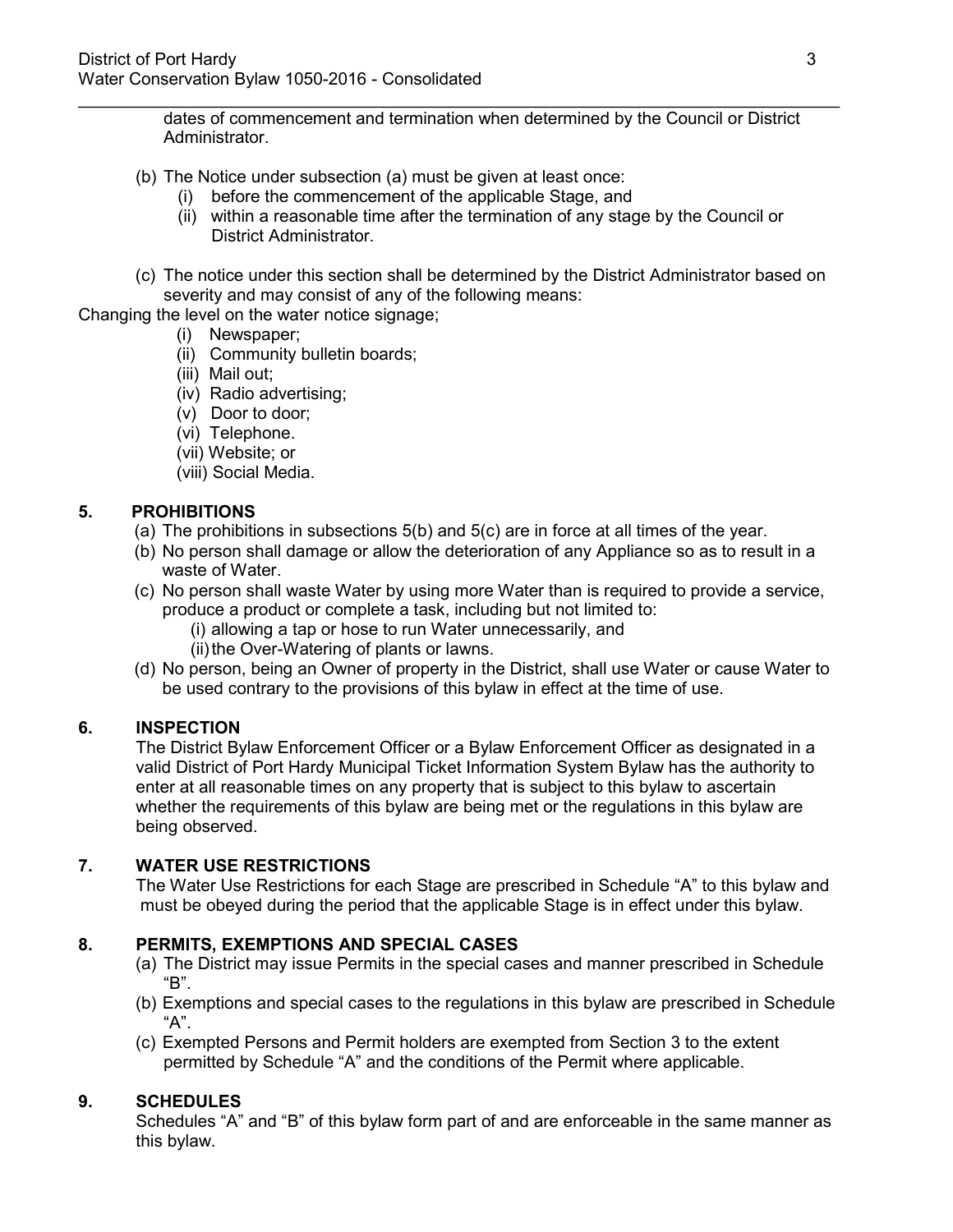dates of commencement and termination when determined by the Council or District Administrator.

(b) The Notice under subsection (a) must be given at least once:
   (i) before the commencement of the applicable Stage, and
   (ii) within a reasonable time after the termination of any stage by the Council or District Administrator.

(c) The notice under this section shall be determined by the District Administrator based on severity and may consist of any of the following means:

Changing the level on the water notice signage;
   (i) Newspaper;
   (ii) Community bulletin boards;
   (iii) Mail out;
   (iv) Radio advertising;
   (v) Door to door;
   (vi) Telephone.
   (vii) Website; or
   (viii) Social Media.

## 5. PROHIBITIONS

(a) The prohibitions in subsections 5(b) and 5(c) are in force at all times of the year.

(b) No person shall damage or allow the deterioration of any Appliance so as to result in a waste of Water.

(c) No person shall waste Water by using more Water than is required to provide a service, produce a product or complete a task, including but not limited to:
   (i) allowing a tap or hose to run Water unnecessarily, and
   (ii) the Over-Watering of plants or lawns.

(d) No person, being an Owner of property in the District, shall use Water or cause Water to be used contrary to the provisions of this bylaw in effect at the time of use.

## 6. INSPECTION

The District Bylaw Enforcement Officer or a Bylaw Enforcement Officer as designated in a valid District of Port Hardy Municipal Ticket Information System Bylaw has the authority to enter at all reasonable times on any property that is subject to this bylaw to ascertain whether the requirements of this bylaw are being met or the regulations in this bylaw are being observed.

## 7. WATER USE RESTRICTIONS

The Water Use Restrictions for each Stage are prescribed in Schedule "A" to this bylaw and must be obeyed during the period that the applicable Stage is in effect under this bylaw.

## 8. PERMITS, EXEMPTIONS AND SPECIAL CASES

(a) The District may issue Permits in the special cases and manner prescribed in Schedule "B".

(b) Exemptions and special cases to the regulations in this bylaw are prescribed in Schedule "A".

(c) Exempted Persons and Permit holders are exempted from Section 3 to the extent permitted by Schedule "A" and the conditions of the Permit where applicable.

## 9. SCHEDULES

Schedules "A" and "B" of this bylaw form part of and are enforceable in the same manner as this bylaw.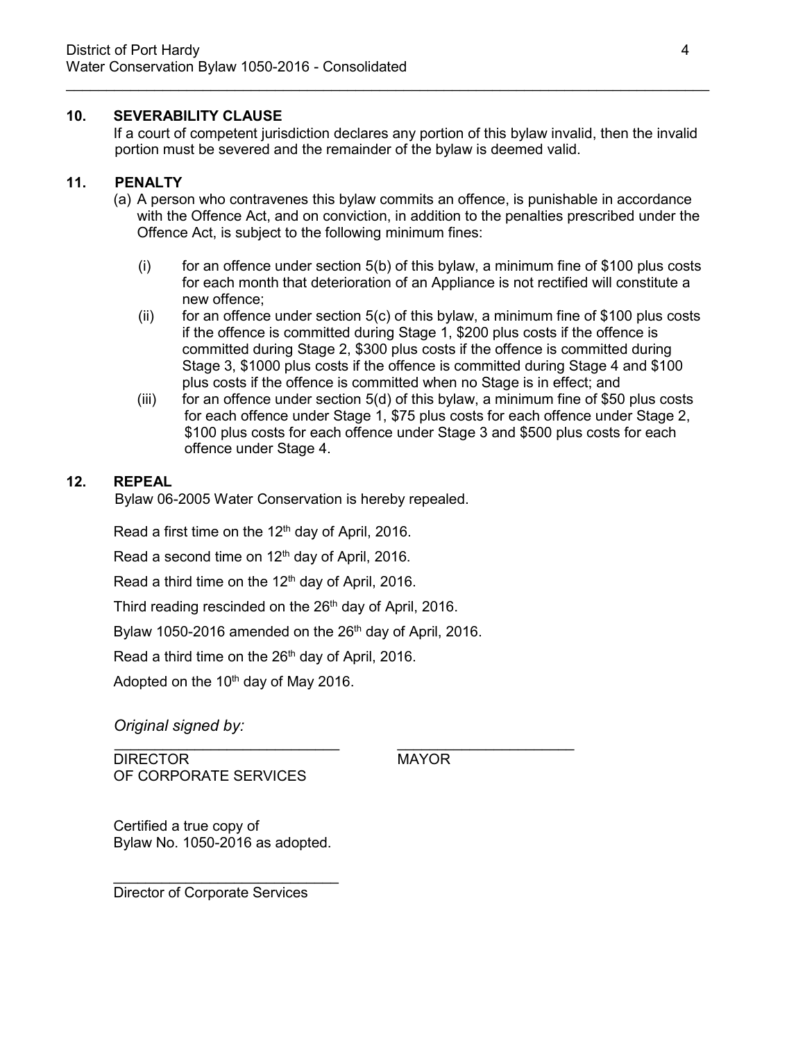## 10. SEVERABILITY CLAUSE

If a court of competent jurisdiction declares any portion of this bylaw invalid, then the invalid portion must be severed and the remainder of the bylaw is deemed valid.

## 11. PENALTY

(a) A person who contravenes this bylaw commits an offence, is punishable in accordance with the Offence Act, and on conviction, in addition to the penalties prescribed under the Offence Act, is subject to the following minimum fines:

(i) for an offence under section 5(b) of this bylaw, a minimum fine of $100 plus costs for each month that deterioration of an Appliance is not rectified will constitute a new offence;

(ii) for an offence under section 5(c) of this bylaw, a minimum fine of $100 plus costs if the offence is committed during Stage 1, $200 plus costs if the offence is committed during Stage 2, $300 plus costs if the offence is committed during Stage 3, $1000 plus costs if the offence is committed during Stage 4 and $100 plus costs if the offence is committed when no Stage is in effect; and

(iii) for an offence under section 5(d) of this bylaw, a minimum fine of $50 plus costs for each offence under Stage 1, $75 plus costs for each offence under Stage 2, $100 plus costs for each offence under Stage 3 and $500 plus costs for each offence under Stage 4.

## 12. REPEAL

Bylaw 06-2005 Water Conservation is hereby repealed.

Read a first time on the 12th day of April, 2016.

Read a second time on 12th day of April, 2016.

Read a third time on the 12th day of April, 2016.

Third reading rescinded on the 26th day of April, 2016.

Bylaw 1050-2016 amended on the 26th day of April, 2016.

Read a third time on the 26th day of April, 2016.

Adopted on the 10th day of May 2016.

*Original signed by:*

| ____________________________ | ______________________ |
|---|---|
| DIRECTOR OF CORPORATE SERVICES | MAYOR |

Certified a true copy of
Bylaw No. 1050-2016 as adopted.

____________________________
Director of Corporate Services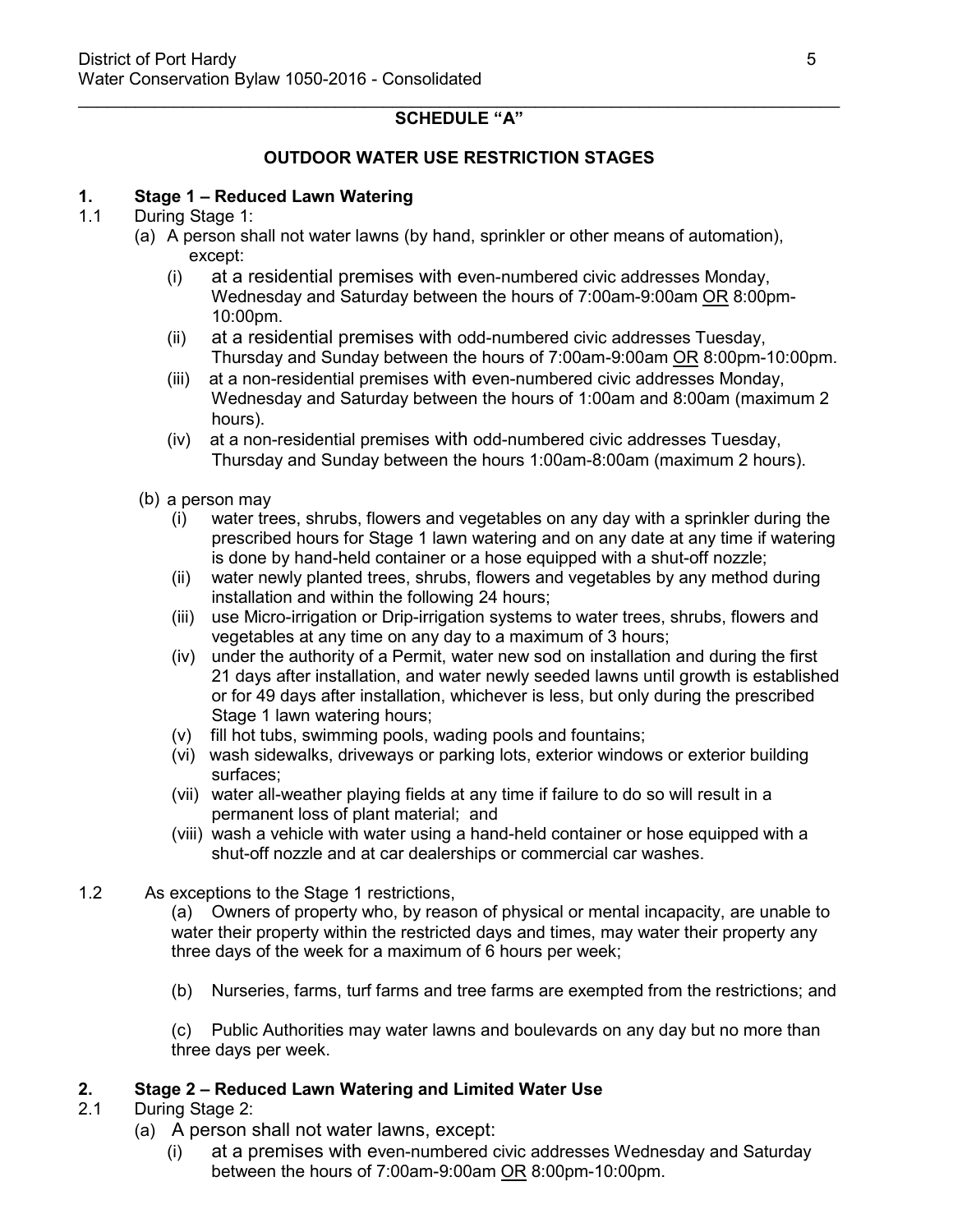## SCHEDULE "A"

### OUTDOOR WATER USE RESTRICTION STAGES

**1. Stage 1 – Reduced Lawn Watering**

1.1 During Stage 1:

(a) A person shall not water lawns (by hand, sprinkler or other means of automation), except:

  (i) at a residential premises with even-numbered civic addresses Monday, Wednesday and Saturday between the hours of 7:00am-9:00am OR 8:00pm-10:00pm.

  (ii) at a residential premises with odd-numbered civic addresses Tuesday, Thursday and Sunday between the hours of 7:00am-9:00am OR 8:00pm-10:00pm.

  (iii) at a non-residential premises with even-numbered civic addresses Monday, Wednesday and Saturday between the hours of 1:00am and 8:00am (maximum 2 hours).

  (iv) at a non-residential premises with odd-numbered civic addresses Tuesday, Thursday and Sunday between the hours 1:00am-8:00am (maximum 2 hours).

(b) a person may

  (i) water trees, shrubs, flowers and vegetables on any day with a sprinkler during the prescribed hours for Stage 1 lawn watering and on any date at any time if watering is done by hand-held container or a hose equipped with a shut-off nozzle;

  (ii) water newly planted trees, shrubs, flowers and vegetables by any method during installation and within the following 24 hours;

  (iii) use Micro-irrigation or Drip-irrigation systems to water trees, shrubs, flowers and vegetables at any time on any day to a maximum of 3 hours;

  (iv) under the authority of a Permit, water new sod on installation and during the first 21 days after installation, and water newly seeded lawns until growth is established or for 49 days after installation, whichever is less, but only during the prescribed Stage 1 lawn watering hours;

  (v) fill hot tubs, swimming pools, wading pools and fountains;

  (vi) wash sidewalks, driveways or parking lots, exterior windows or exterior building surfaces;

  (vii) water all-weather playing fields at any time if failure to do so will result in a permanent loss of plant material; and

  (viii) wash a vehicle with water using a hand-held container or hose equipped with a shut-off nozzle and at car dealerships or commercial car washes.

1.2 As exceptions to the Stage 1 restrictions,

(a) Owners of property who, by reason of physical or mental incapacity, are unable to water their property within the restricted days and times, may water their property any three days of the week for a maximum of 6 hours per week;

(b) Nurseries, farms, turf farms and tree farms are exempted from the restrictions; and

(c) Public Authorities may water lawns and boulevards on any day but no more than three days per week.

**2. Stage 2 – Reduced Lawn Watering and Limited Water Use**

2.1 During Stage 2:

(a) A person shall not water lawns, except:

  (i) at a premises with even-numbered civic addresses Wednesday and Saturday between the hours of 7:00am-9:00am OR 8:00pm-10:00pm.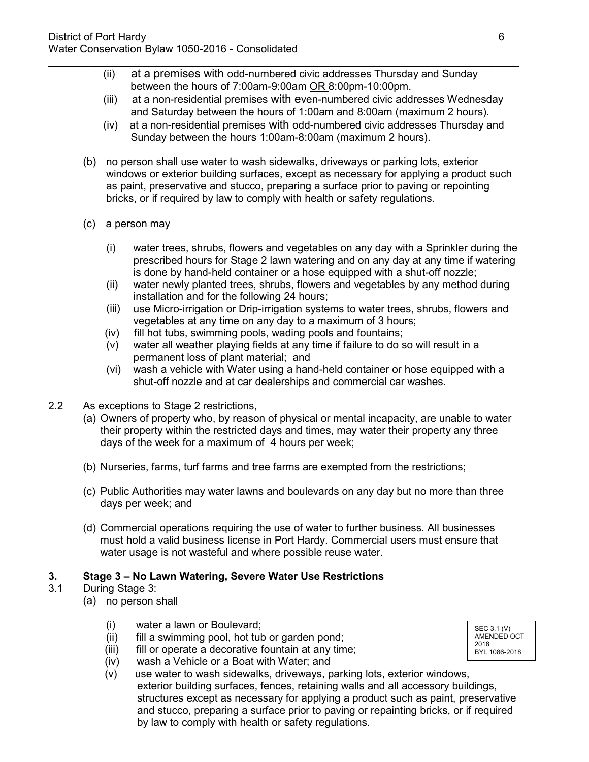(ii) at a premises with odd-numbered civic addresses Thursday and Sunday between the hours of 7:00am-9:00am OR 8:00pm-10:00pm.

(iii) at a non-residential premises with even-numbered civic addresses Wednesday and Saturday between the hours of 1:00am and 8:00am (maximum 2 hours).

(iv) at a non-residential premises with odd-numbered civic addresses Thursday and Sunday between the hours 1:00am-8:00am (maximum 2 hours).

(b) no person shall use water to wash sidewalks, driveways or parking lots, exterior windows or exterior building surfaces, except as necessary for applying a product such as paint, preservative and stucco, preparing a surface prior to paving or repointing bricks, or if required by law to comply with health or safety regulations.

(c) a person may

(i) water trees, shrubs, flowers and vegetables on any day with a Sprinkler during the prescribed hours for Stage 2 lawn watering and on any day at any time if watering is done by hand-held container or a hose equipped with a shut-off nozzle;
(ii) water newly planted trees, shrubs, flowers and vegetables by any method during installation and for the following 24 hours;
(iii) use Micro-irrigation or Drip-irrigation systems to water trees, shrubs, flowers and vegetables at any time on any day to a maximum of 3 hours;
(iv) fill hot tubs, swimming pools, wading pools and fountains;
(v) water all weather playing fields at any time if failure to do so will result in a permanent loss of plant material; and
(vi) wash a vehicle with Water using a hand-held container or hose equipped with a shut-off nozzle and at car dealerships and commercial car washes.

2.2 As exceptions to Stage 2 restrictions,

(a) Owners of property who, by reason of physical or mental incapacity, are unable to water their property within the restricted days and times, may water their property any three days of the week for a maximum of 4 hours per week;

(b) Nurseries, farms, turf farms and tree farms are exempted from the restrictions;

(c) Public Authorities may water lawns and boulevards on any day but no more than three days per week; and

(d) Commercial operations requiring the use of water to further business. All businesses must hold a valid business license in Port Hardy. Commercial users must ensure that water usage is not wasteful and where possible reuse water.

## 3. Stage 3 – No Lawn Watering, Severe Water Use Restrictions

3.1 During Stage 3:

(a) no person shall

(i) water a lawn or Boulevard;
(ii) fill a swimming pool, hot tub or garden pond;
(iii) fill or operate a decorative fountain at any time;
(iv) wash a Vehicle or a Boat with Water; and
(v) use water to wash sidewalks, driveways, parking lots, exterior windows, exterior building surfaces, fences, retaining walls and all accessory buildings, structures except as necessary for applying a product such as paint, preservative and stucco, preparing a surface prior to paving or repainting bricks, or if required by law to comply with health or safety regulations.

SEC 3.1 (V) AMENDED OCT 2018 BYL 1086-2018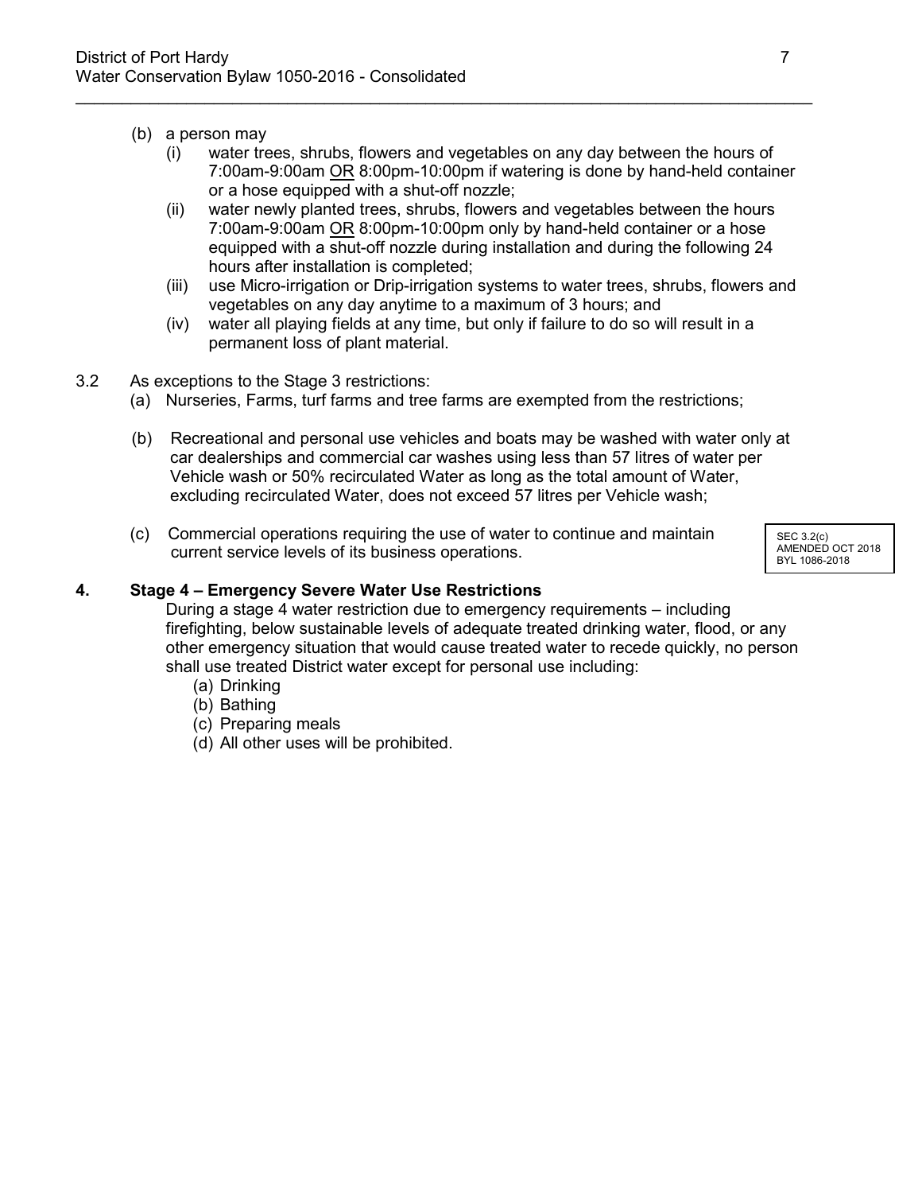(b) a person may
   (i) water trees, shrubs, flowers and vegetables on any day between the hours of 7:00am-9:00am <u>OR</u> 8:00pm-10:00pm if watering is done by hand-held container or a hose equipped with a shut-off nozzle;
   (ii) water newly planted trees, shrubs, flowers and vegetables between the hours 7:00am-9:00am <u>OR</u> 8:00pm-10:00pm only by hand-held container or a hose equipped with a shut-off nozzle during installation and during the following 24 hours after installation is completed;
   (iii) use Micro-irrigation or Drip-irrigation systems to water trees, shrubs, flowers and vegetables on any day anytime to a maximum of 3 hours; and
   (iv) water all playing fields at any time, but only if failure to do so will result in a permanent loss of plant material.

3.2 As exceptions to the Stage 3 restrictions:

(a) Nurseries, Farms, turf farms and tree farms are exempted from the restrictions;

(b) Recreational and personal use vehicles and boats may be washed with water only at car dealerships and commercial car washes using less than 57 litres of water per Vehicle wash or 50% recirculated Water as long as the total amount of Water, excluding recirculated Water, does not exceed 57 litres per Vehicle wash;

(c) Commercial operations requiring the use of water to continue and maintain current service levels of its business operations.

SEC 3.2(c) AMENDED OCT 2018 BYL 1086-2018

## 4. Stage 4 – Emergency Severe Water Use Restrictions

During a stage 4 water restriction due to emergency requirements – including firefighting, below sustainable levels of adequate treated drinking water, flood, or any other emergency situation that would cause treated water to recede quickly, no person shall use treated District water except for personal use including:

(a) Drinking
(b) Bathing
(c) Preparing meals
(d) All other uses will be prohibited.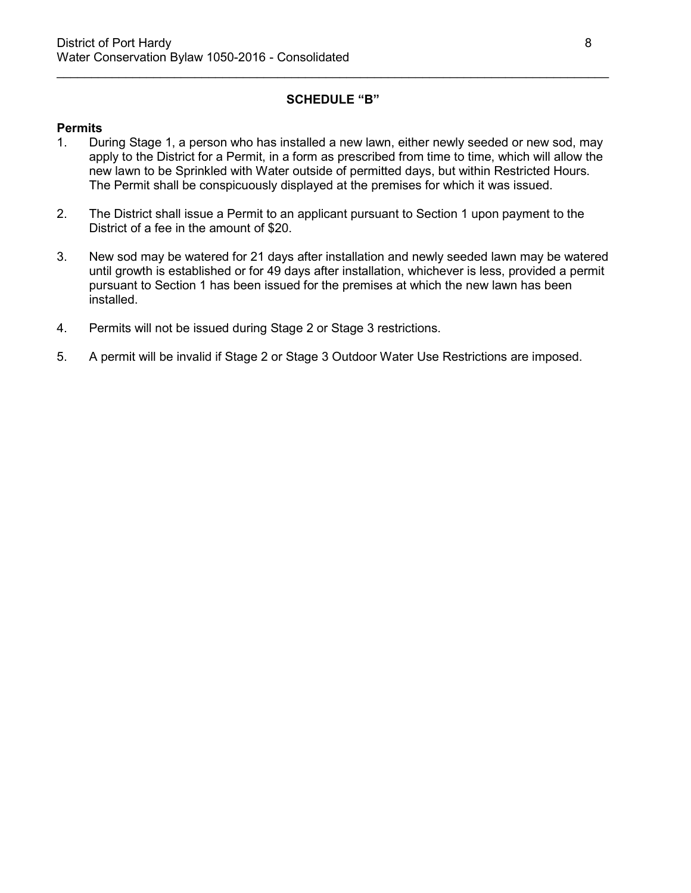## SCHEDULE "B"

**Permits**

1. During Stage 1, a person who has installed a new lawn, either newly seeded or new sod, may apply to the District for a Permit, in a form as prescribed from time to time, which will allow the new lawn to be Sprinkled with Water outside of permitted days, but within Restricted Hours. The Permit shall be conspicuously displayed at the premises for which it was issued.

2. The District shall issue a Permit to an applicant pursuant to Section 1 upon payment to the District of a fee in the amount of $20.

3. New sod may be watered for 21 days after installation and newly seeded lawn may be watered until growth is established or for 49 days after installation, whichever is less, provided a permit pursuant to Section 1 has been issued for the premises at which the new lawn has been installed.

4. Permits will not be issued during Stage 2 or Stage 3 restrictions.

5. A permit will be invalid if Stage 2 or Stage 3 Outdoor Water Use Restrictions are imposed.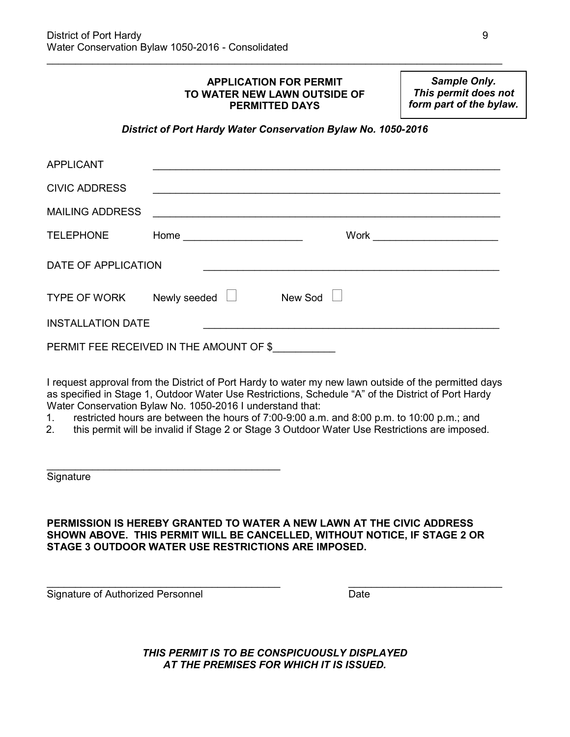**APPLICATION FOR PERMIT TO WATER NEW LAWN OUTSIDE OF PERMITTED DAYS**

***Sample Only. This permit does not form part of the bylaw.***

***District of Port Hardy Water Conservation Bylaw No. 1050-2016***

APPLICANT ______________________________________________

CIVIC ADDRESS ______________________________________________

MAILING ADDRESS ______________________________________________

TELEPHONE Home ____________________ Work ____________________

DATE OF APPLICATION ______________________________________________

TYPE OF WORK Newly seeded ☐ New Sod ☐

INSTALLATION DATE ______________________________________________

PERMIT FEE RECEIVED IN THE AMOUNT OF $___________

I request approval from the District of Port Hardy to water my new lawn outside of the permitted days as specified in Stage 1, Outdoor Water Use Restrictions, Schedule "A" of the District of Port Hardy Water Conservation Bylaw No. 1050-2016 I understand that:

1. restricted hours are between the hours of 7:00-9:00 a.m. and 8:00 p.m. to 10:00 p.m.; and
2. this permit will be invalid if Stage 2 or Stage 3 Outdoor Water Use Restrictions are imposed.

________________________________________
Signature

**PERMISSION IS HEREBY GRANTED TO WATER A NEW LAWN AT THE CIVIC ADDRESS SHOWN ABOVE. THIS PERMIT WILL BE CANCELLED, WITHOUT NOTICE, IF STAGE 2 OR STAGE 3 OUTDOOR WATER USE RESTRICTIONS ARE IMPOSED.**

________________________________________ ____________________________
Signature of Authorized Personnel Date

***THIS PERMIT IS TO BE CONSPICUOUSLY DISPLAYED AT THE PREMISES FOR WHICH IT IS ISSUED.***